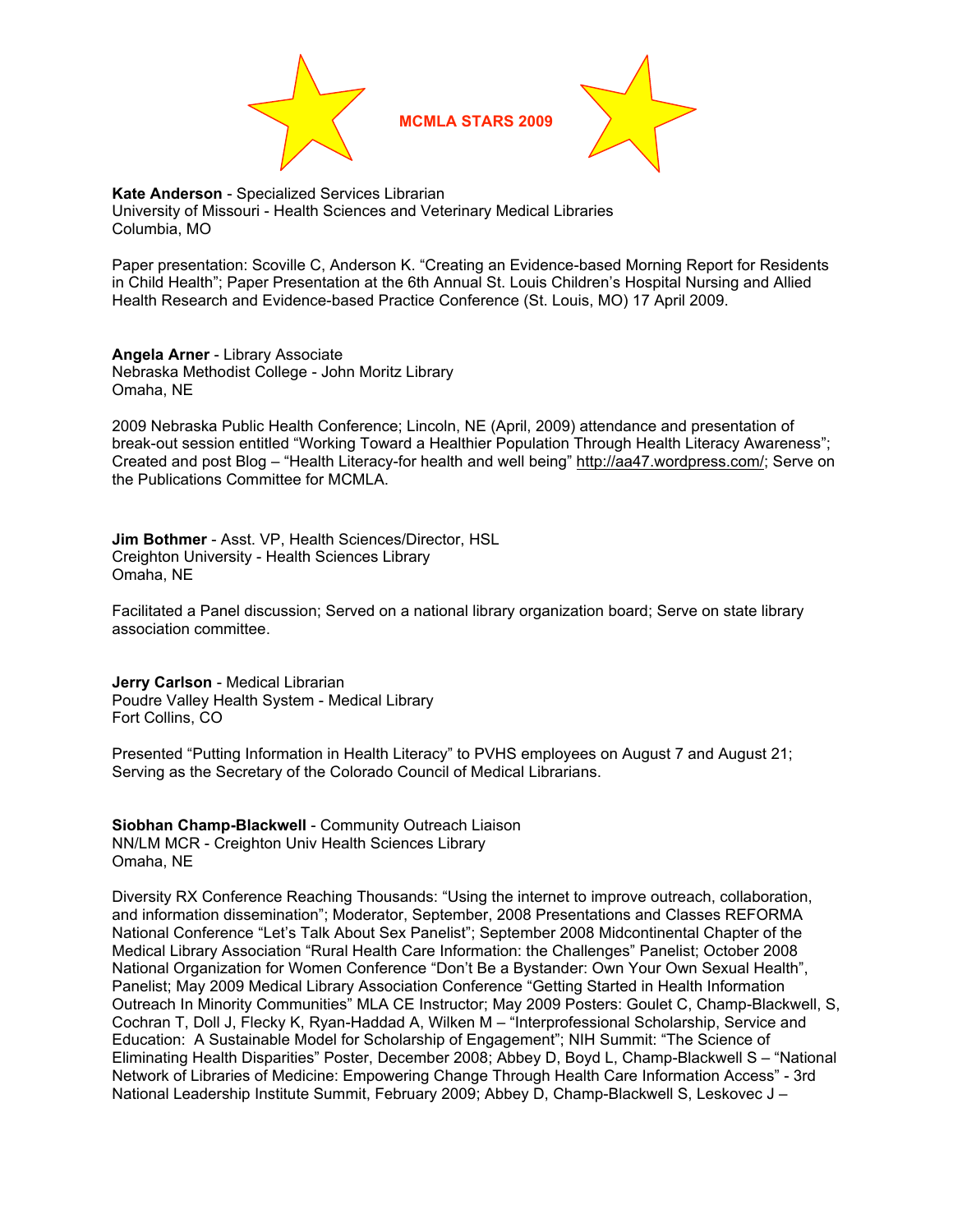# MCMLA STARS 2009

**Kate Anderson** - Specialized Services Librarian
University of Missouri - Health Sciences and Veterinary Medical Libraries
Columbia, MO

Paper presentation: Scoville C, Anderson K. “Creating an Evidence-based Morning Report for Residents in Child Health”; Paper Presentation at the 6th Annual St. Louis Children’s Hospital Nursing and Allied Health Research and Evidence-based Practice Conference (St. Louis, MO) 17 April 2009.

**Angela Arner** - Library Associate
Nebraska Methodist College - John Moritz Library
Omaha, NE

2009 Nebraska Public Health Conference; Lincoln, NE (April, 2009) attendance and presentation of break-out session entitled “Working Toward a Healthier Population Through Health Literacy Awareness”; Created and post Blog – “Health Literacy-for health and well being” http://aa47.wordpress.com/; Serve on the Publications Committee for MCMLA.

**Jim Bothmer** - Asst. VP, Health Sciences/Director, HSL
Creighton University - Health Sciences Library
Omaha, NE

Facilitated a Panel discussion; Served on a national library organization board; Serve on state library association committee.

**Jerry Carlson** - Medical Librarian
Poudre Valley Health System - Medical Library
Fort Collins, CO

Presented “Putting Information in Health Literacy” to PVHS employees on August 7 and August 21; Serving as the Secretary of the Colorado Council of Medical Librarians.

**Siobhan Champ-Blackwell** - Community Outreach Liaison
NN/LM MCR - Creighton Univ Health Sciences Library
Omaha, NE

Diversity RX Conference Reaching Thousands: “Using the internet to improve outreach, collaboration, and information dissemination”; Moderator, September, 2008 Presentations and Classes REFORMA National Conference “Let’s Talk About Sex Panelist”; September 2008 Midcontinental Chapter of the Medical Library Association “Rural Health Care Information: the Challenges” Panelist; October 2008 National Organization for Women Conference “Don’t Be a Bystander: Own Your Own Sexual Health”, Panelist; May 2009 Medical Library Association Conference “Getting Started in Health Information Outreach In Minority Communities” MLA CE Instructor; May 2009 Posters: Goulet C, Champ-Blackwell, S, Cochran T, Doll J, Flecky K, Ryan-Haddad A, Wilken M – “Interprofessional Scholarship, Service and Education: A Sustainable Model for Scholarship of Engagement”; NIH Summit: “The Science of Eliminating Health Disparities” Poster, December 2008; Abbey D, Boyd L, Champ-Blackwell S – “National Network of Libraries of Medicine: Empowering Change Through Health Care Information Access” - 3rd National Leadership Institute Summit, February 2009; Abbey D, Champ-Blackwell S, Leskovec J –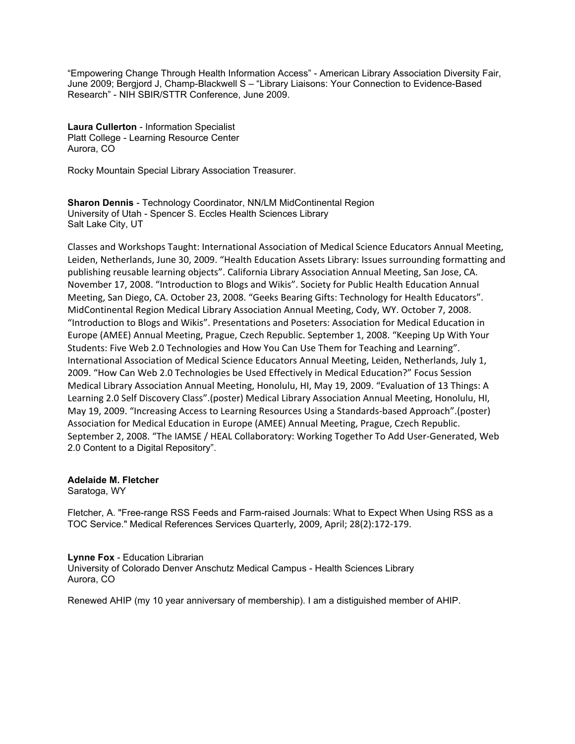"Empowering Change Through Health Information Access" - American Library Association Diversity Fair, June 2009; Bergjord J, Champ-Blackwell S – "Library Liaisons: Your Connection to Evidence-Based Research" - NIH SBIR/STTR Conference, June 2009.

**Laura Cullerton** - Information Specialist
Platt College - Learning Resource Center
Aurora, CO

Rocky Mountain Special Library Association Treasurer.

**Sharon Dennis** - Technology Coordinator, NN/LM MidContinental Region
University of Utah - Spencer S. Eccles Health Sciences Library
Salt Lake City, UT

Classes and Workshops Taught: International Association of Medical Science Educators Annual Meeting, Leiden, Netherlands, June 30, 2009. "Health Education Assets Library: Issues surrounding formatting and publishing reusable learning objects". California Library Association Annual Meeting, San Jose, CA. November 17, 2008. "Introduction to Blogs and Wikis". Society for Public Health Education Annual Meeting, San Diego, CA. October 23, 2008. "Geeks Bearing Gifts: Technology for Health Educators". MidContinental Region Medical Library Association Annual Meeting, Cody, WY. October 7, 2008. "Introduction to Blogs and Wikis". Presentations and Poseters: Association for Medical Education in Europe (AMEE) Annual Meeting, Prague, Czech Republic. September 1, 2008. "Keeping Up With Your Students: Five Web 2.0 Technologies and How You Can Use Them for Teaching and Learning". International Association of Medical Science Educators Annual Meeting, Leiden, Netherlands, July 1, 2009. "How Can Web 2.0 Technologies be Used Effectively in Medical Education?" Focus Session Medical Library Association Annual Meeting, Honolulu, HI, May 19, 2009. "Evaluation of 13 Things: A Learning 2.0 Self Discovery Class".(poster) Medical Library Association Annual Meeting, Honolulu, HI, May 19, 2009. "Increasing Access to Learning Resources Using a Standards-based Approach".(poster) Association for Medical Education in Europe (AMEE) Annual Meeting, Prague, Czech Republic. September 2, 2008. "The IAMSE / HEAL Collaboratory: Working Together To Add User-Generated, Web 2.0 Content to a Digital Repository".

**Adelaide M. Fletcher**
Saratoga, WY

Fletcher, A. "Free-range RSS Feeds and Farm-raised Journals: What to Expect When Using RSS as a TOC Service." Medical References Services Quarterly, 2009, April; 28(2):172-179.

**Lynne Fox** - Education Librarian
University of Colorado Denver Anschutz Medical Campus - Health Sciences Library
Aurora, CO

Renewed AHIP (my 10 year anniversary of membership). I am a distiguished member of AHIP.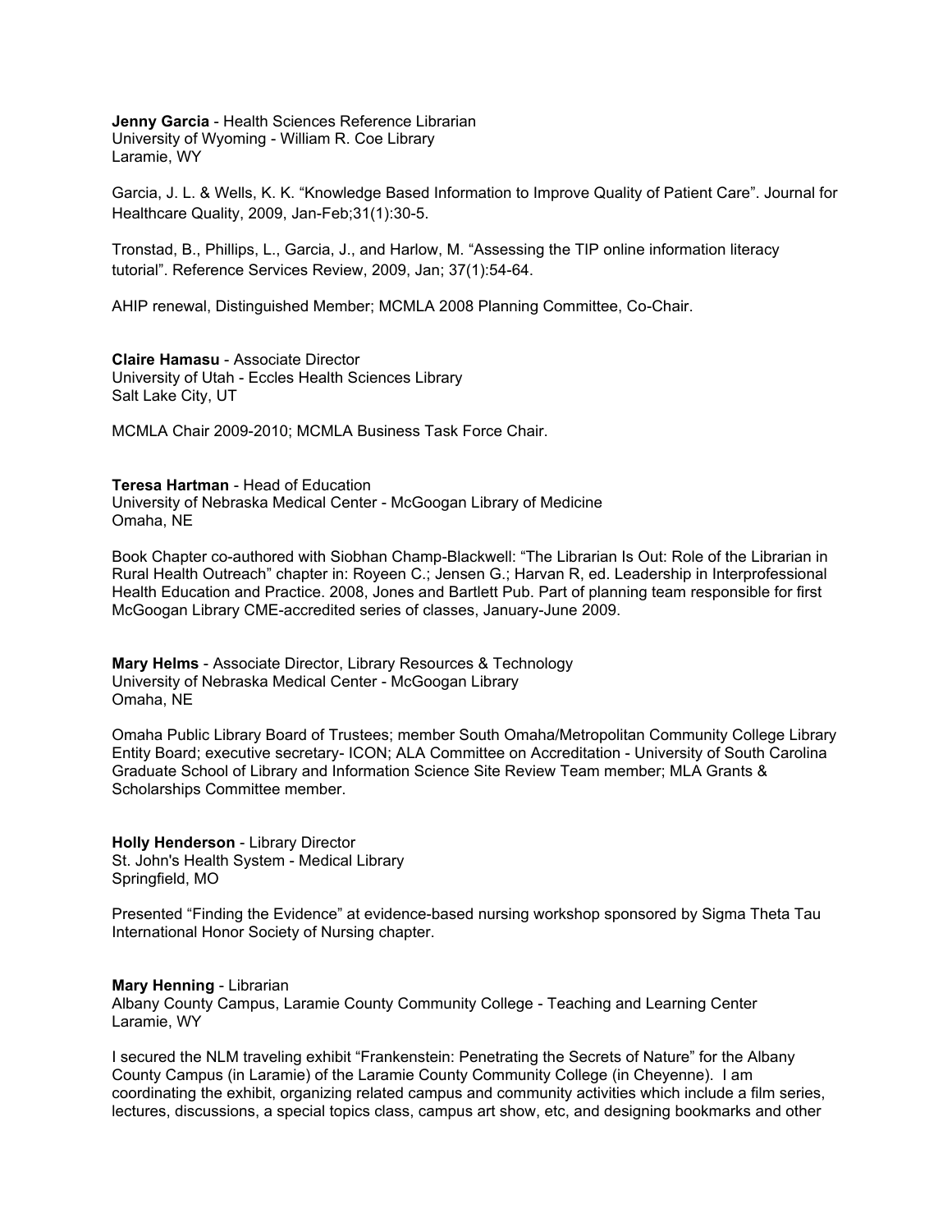**Jenny Garcia** - Health Sciences Reference Librarian
University of Wyoming - William R. Coe Library
Laramie, WY

Garcia, J. L. & Wells, K. K. "Knowledge Based Information to Improve Quality of Patient Care". Journal for Healthcare Quality, 2009, Jan-Feb;31(1):30-5.

Tronstad, B., Phillips, L., Garcia, J., and Harlow, M. "Assessing the TIP online information literacy tutorial". Reference Services Review, 2009, Jan; 37(1):54-64.

AHIP renewal, Distinguished Member; MCMLA 2008 Planning Committee, Co-Chair.

**Claire Hamasu** - Associate Director
University of Utah - Eccles Health Sciences Library
Salt Lake City, UT

MCMLA Chair 2009-2010; MCMLA Business Task Force Chair.

**Teresa Hartman** - Head of Education
University of Nebraska Medical Center - McGoogan Library of Medicine
Omaha, NE

Book Chapter co-authored with Siobhan Champ-Blackwell: "The Librarian Is Out: Role of the Librarian in Rural Health Outreach" chapter in: Royeen C.; Jensen G.; Harvan R, ed. Leadership in Interprofessional Health Education and Practice. 2008, Jones and Bartlett Pub. Part of planning team responsible for first McGoogan Library CME-accredited series of classes, January-June 2009.

**Mary Helms** - Associate Director, Library Resources & Technology
University of Nebraska Medical Center - McGoogan Library
Omaha, NE

Omaha Public Library Board of Trustees; member South Omaha/Metropolitan Community College Library Entity Board; executive secretary- ICON; ALA Committee on Accreditation - University of South Carolina Graduate School of Library and Information Science Site Review Team member; MLA Grants & Scholarships Committee member.

**Holly Henderson** - Library Director
St. John's Health System - Medical Library
Springfield, MO

Presented "Finding the Evidence" at evidence-based nursing workshop sponsored by Sigma Theta Tau International Honor Society of Nursing chapter.

**Mary Henning** - Librarian
Albany County Campus, Laramie County Community College - Teaching and Learning Center
Laramie, WY

I secured the NLM traveling exhibit "Frankenstein: Penetrating the Secrets of Nature" for the Albany County Campus (in Laramie) of the Laramie County Community College (in Cheyenne). I am coordinating the exhibit, organizing related campus and community activities which include a film series, lectures, discussions, a special topics class, campus art show, etc, and designing bookmarks and other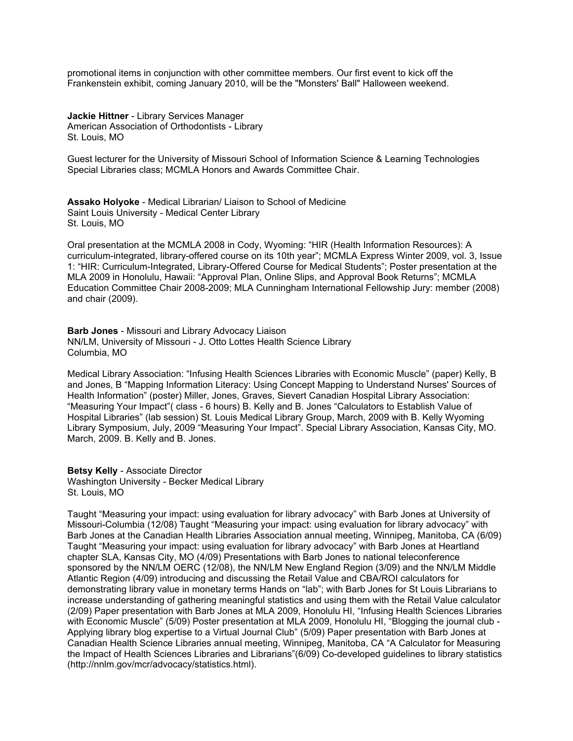promotional items in conjunction with other committee members. Our first event to kick off the Frankenstein exhibit, coming January 2010, will be the "Monsters' Ball" Halloween weekend.

**Jackie Hittner** - Library Services Manager
American Association of Orthodontists - Library
St. Louis, MO

Guest lecturer for the University of Missouri School of Information Science & Learning Technologies Special Libraries class; MCMLA Honors and Awards Committee Chair.

**Assako Holyoke** - Medical Librarian/ Liaison to School of Medicine
Saint Louis University - Medical Center Library
St. Louis, MO

Oral presentation at the MCMLA 2008 in Cody, Wyoming: "HIR (Health Information Resources): A curriculum-integrated, library-offered course on its 10th year"; MCMLA Express Winter 2009, vol. 3, Issue 1: "HIR: Curriculum-Integrated, Library-Offered Course for Medical Students"; Poster presentation at the MLA 2009 in Honolulu, Hawaii: "Approval Plan, Online Slips, and Approval Book Returns"; MCMLA Education Committee Chair 2008-2009; MLA Cunningham International Fellowship Jury: member (2008) and chair (2009).

**Barb Jones** - Missouri and Library Advocacy Liaison
NN/LM, University of Missouri - J. Otto Lottes Health Science Library
Columbia, MO

Medical Library Association: "Infusing Health Sciences Libraries with Economic Muscle" (paper) Kelly, B and Jones, B "Mapping Information Literacy: Using Concept Mapping to Understand Nurses' Sources of Health Information" (poster) Miller, Jones, Graves, Sievert Canadian Hospital Library Association: "Measuring Your Impact"( class - 6 hours) B. Kelly and B. Jones "Calculators to Establish Value of Hospital Libraries" (lab session) St. Louis Medical Library Group, March, 2009 with B. Kelly Wyoming Library Symposium, July, 2009 "Measuring Your Impact". Special Library Association, Kansas City, MO. March, 2009. B. Kelly and B. Jones.

**Betsy Kelly** - Associate Director
Washington University - Becker Medical Library
St. Louis, MO

Taught "Measuring your impact: using evaluation for library advocacy" with Barb Jones at University of Missouri-Columbia (12/08) Taught "Measuring your impact: using evaluation for library advocacy" with Barb Jones at the Canadian Health Libraries Association annual meeting, Winnipeg, Manitoba, CA (6/09) Taught "Measuring your impact: using evaluation for library advocacy" with Barb Jones at Heartland chapter SLA, Kansas City, MO (4/09) Presentations with Barb Jones to national teleconference sponsored by the NN/LM OERC (12/08), the NN/LM New England Region (3/09) and the NN/LM Middle Atlantic Region (4/09) introducing and discussing the Retail Value and CBA/ROI calculators for demonstrating library value in monetary terms Hands on "lab"; with Barb Jones for St Louis Librarians to increase understanding of gathering meaningful statistics and using them with the Retail Value calculator (2/09) Paper presentation with Barb Jones at MLA 2009, Honolulu HI, "Infusing Health Sciences Libraries with Economic Muscle" (5/09) Poster presentation at MLA 2009, Honolulu HI, "Blogging the journal club - Applying library blog expertise to a Virtual Journal Club" (5/09) Paper presentation with Barb Jones at Canadian Health Science Libraries annual meeting, Winnipeg, Manitoba, CA "A Calculator for Measuring the Impact of Health Sciences Libraries and Librarians"(6/09) Co-developed guidelines to library statistics (http://nnlm.gov/mcr/advocacy/statistics.html).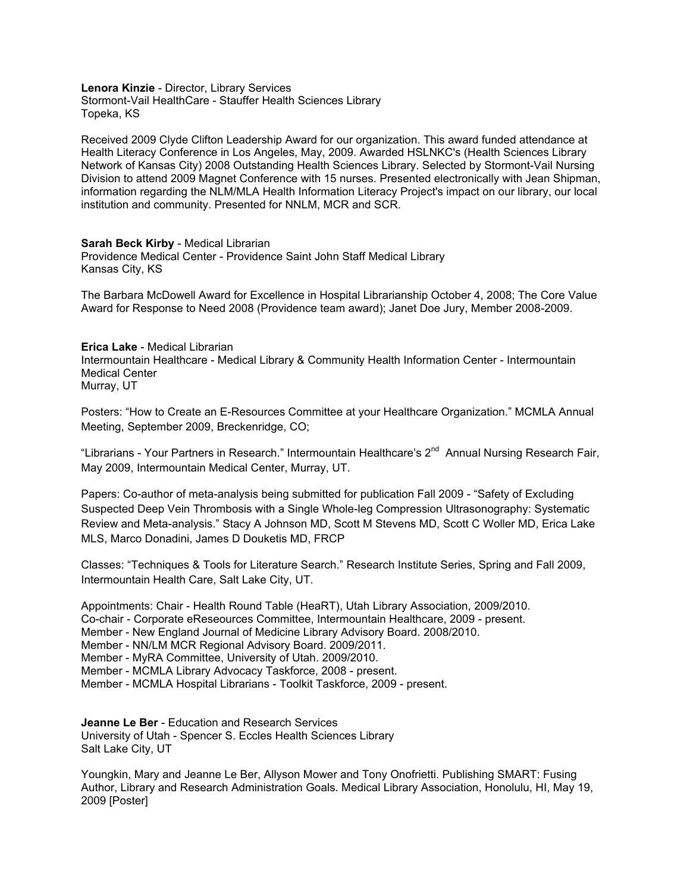**Lenora Kinzie** - Director, Library Services
Stormont-Vail HealthCare - Stauffer Health Sciences Library
Topeka, KS

Received 2009 Clyde Clifton Leadership Award for our organization. This award funded attendance at Health Literacy Conference in Los Angeles, May, 2009. Awarded HSLNKC's (Health Sciences Library Network of Kansas City) 2008 Outstanding Health Sciences Library. Selected by Stormont-Vail Nursing Division to attend 2009 Magnet Conference with 15 nurses. Presented electronically with Jean Shipman, information regarding the NLM/MLA Health Information Literacy Project's impact on our library, our local institution and community. Presented for NNLM, MCR and SCR.

**Sarah Beck Kirby** - Medical Librarian
Providence Medical Center - Providence Saint John Staff Medical Library
Kansas City, KS

The Barbara McDowell Award for Excellence in Hospital Librarianship October 4, 2008; The Core Value Award for Response to Need 2008 (Providence team award); Janet Doe Jury, Member 2008-2009.

**Erica Lake** - Medical Librarian
Intermountain Healthcare - Medical Library & Community Health Information Center - Intermountain Medical Center
Murray, UT

Posters: "How to Create an E-Resources Committee at your Healthcare Organization." MCMLA Annual Meeting, September 2009, Breckenridge, CO;

"Librarians - Your Partners in Research." Intermountain Healthcare's 2nd Annual Nursing Research Fair, May 2009, Intermountain Medical Center, Murray, UT.

Papers: Co-author of meta-analysis being submitted for publication Fall 2009 - "Safety of Excluding Suspected Deep Vein Thrombosis with a Single Whole-leg Compression Ultrasonography: Systematic Review and Meta-analysis." Stacy A Johnson MD, Scott M Stevens MD, Scott C Woller MD, Erica Lake MLS, Marco Donadini, James D Douketis MD, FRCP

Classes: "Techniques & Tools for Literature Search." Research Institute Series, Spring and Fall 2009, Intermountain Health Care, Salt Lake City, UT.

Appointments: Chair - Health Round Table (HeaRT), Utah Library Association, 2009/2010.
Co-chair - Corporate eReseources Committee, Intermountain Healthcare, 2009 - present.
Member - New England Journal of Medicine Library Advisory Board. 2008/2010.
Member - NN/LM MCR Regional Advisory Board. 2009/2011.
Member - MyRA Committee, University of Utah. 2009/2010.
Member - MCMLA Library Advocacy Taskforce, 2008 - present.
Member - MCMLA Hospital Librarians - Toolkit Taskforce, 2009 - present.

**Jeanne Le Ber** - Education and Research Services
University of Utah - Spencer S. Eccles Health Sciences Library
Salt Lake City, UT

Youngkin, Mary and Jeanne Le Ber, Allyson Mower and Tony Onofrietti. Publishing SMART: Fusing Author, Library and Research Administration Goals. Medical Library Association, Honolulu, HI, May 19, 2009 [Poster]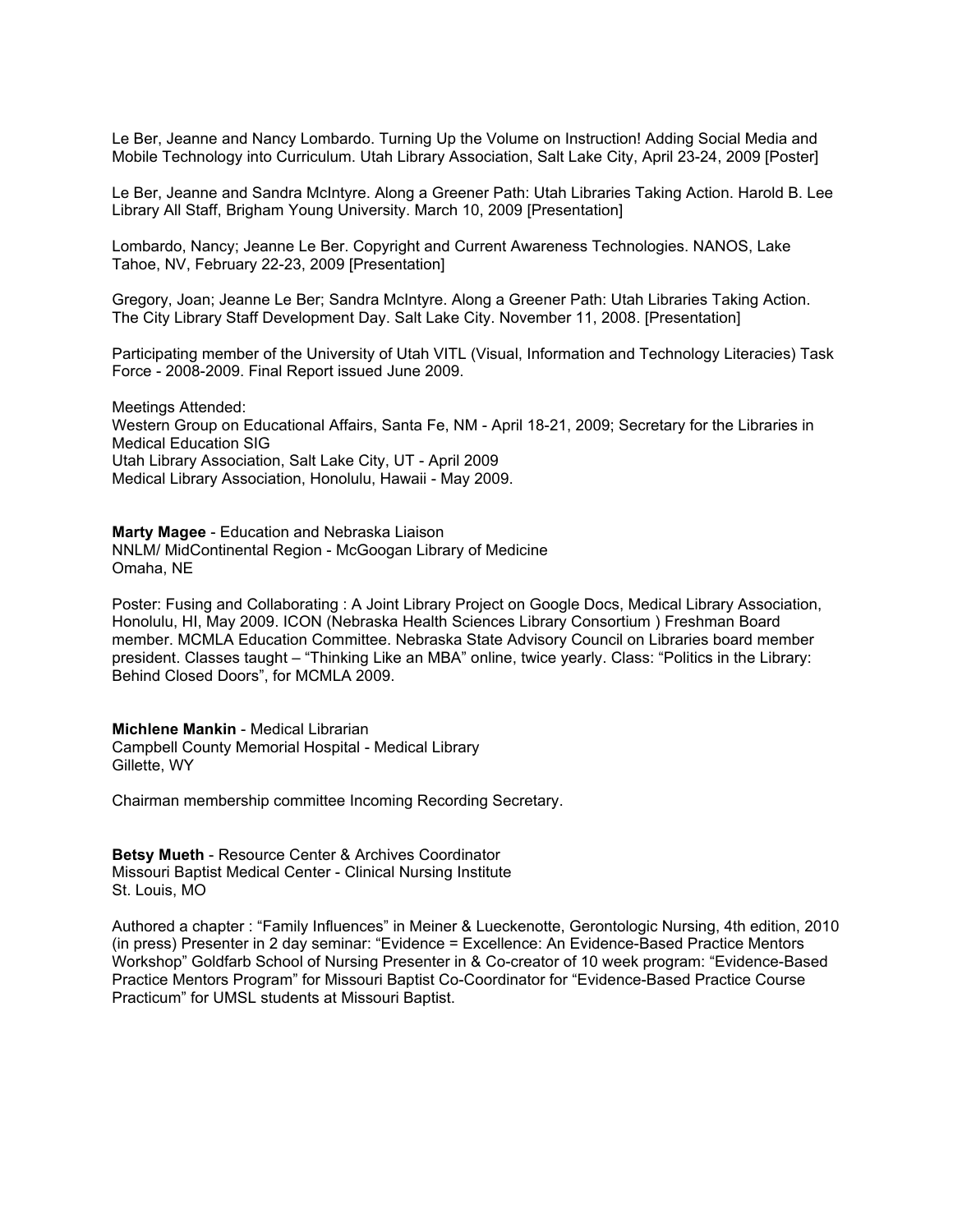Le Ber, Jeanne and Nancy Lombardo. Turning Up the Volume on Instruction! Adding Social Media and Mobile Technology into Curriculum. Utah Library Association, Salt Lake City, April 23-24, 2009 [Poster]

Le Ber, Jeanne and Sandra McIntyre. Along a Greener Path: Utah Libraries Taking Action. Harold B. Lee Library All Staff, Brigham Young University. March 10, 2009 [Presentation]

Lombardo, Nancy; Jeanne Le Ber. Copyright and Current Awareness Technologies. NANOS, Lake Tahoe, NV, February 22-23, 2009 [Presentation]

Gregory, Joan; Jeanne Le Ber; Sandra McIntyre. Along a Greener Path: Utah Libraries Taking Action. The City Library Staff Development Day. Salt Lake City. November 11, 2008. [Presentation]

Participating member of the University of Utah VITL (Visual, Information and Technology Literacies) Task Force - 2008-2009. Final Report issued June 2009.

Meetings Attended:
Western Group on Educational Affairs, Santa Fe, NM - April 18-21, 2009; Secretary for the Libraries in Medical Education SIG
Utah Library Association, Salt Lake City, UT - April 2009
Medical Library Association, Honolulu, Hawaii - May 2009.

**Marty Magee** - Education and Nebraska Liaison
NNLM/ MidContinental Region - McGoogan Library of Medicine
Omaha, NE

Poster: Fusing and Collaborating : A Joint Library Project on Google Docs, Medical Library Association, Honolulu, HI, May 2009. ICON (Nebraska Health Sciences Library Consortium ) Freshman Board member. MCMLA Education Committee. Nebraska State Advisory Council on Libraries board member president. Classes taught – "Thinking Like an MBA" online, twice yearly. Class: "Politics in the Library: Behind Closed Doors", for MCMLA 2009.

**Michlene Mankin** - Medical Librarian
Campbell County Memorial Hospital - Medical Library
Gillette, WY

Chairman membership committee Incoming Recording Secretary.

**Betsy Mueth** - Resource Center & Archives Coordinator
Missouri Baptist Medical Center - Clinical Nursing Institute
St. Louis, MO

Authored a chapter : "Family Influences" in Meiner & Lueckenotte, Gerontologic Nursing, 4th edition, 2010 (in press) Presenter in 2 day seminar: "Evidence = Excellence: An Evidence-Based Practice Mentors Workshop" Goldfarb School of Nursing Presenter in & Co-creator of 10 week program: "Evidence-Based Practice Mentors Program" for Missouri Baptist Co-Coordinator for "Evidence-Based Practice Course Practicum" for UMSL students at Missouri Baptist.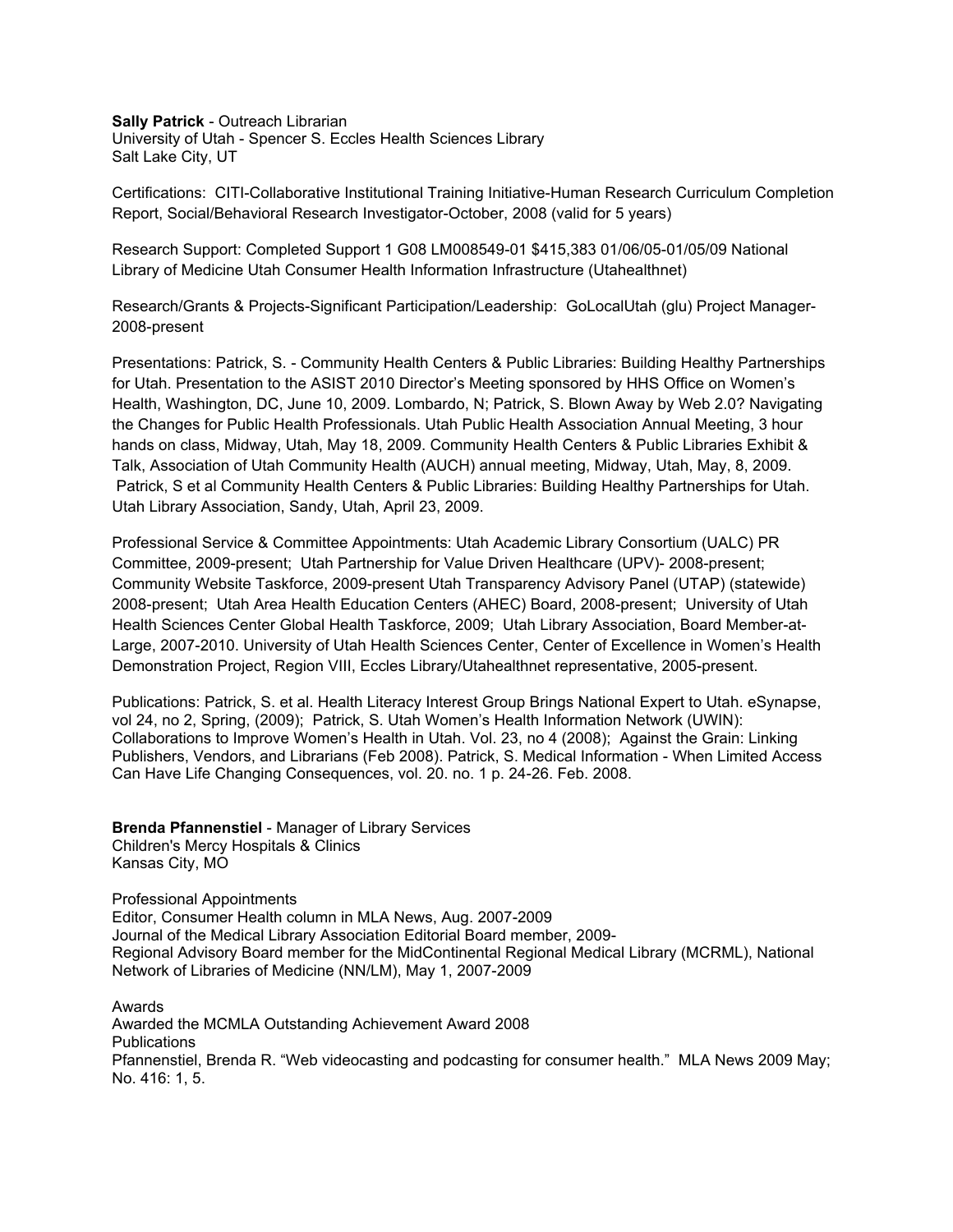**Sally Patrick** - Outreach Librarian
University of Utah - Spencer S. Eccles Health Sciences Library
Salt Lake City, UT

Certifications: CITI-Collaborative Institutional Training Initiative-Human Research Curriculum Completion Report, Social/Behavioral Research Investigator-October, 2008 (valid for 5 years)

Research Support: Completed Support 1 G08 LM008549-01 $415,383 01/06/05-01/05/09 National Library of Medicine Utah Consumer Health Information Infrastructure (Utahealthnet)

Research/Grants & Projects-Significant Participation/Leadership: GoLocalUtah (glu) Project Manager-2008-present

Presentations: Patrick, S. - Community Health Centers & Public Libraries: Building Healthy Partnerships for Utah. Presentation to the ASIST 2010 Director's Meeting sponsored by HHS Office on Women's Health, Washington, DC, June 10, 2009. Lombardo, N; Patrick, S. Blown Away by Web 2.0? Navigating the Changes for Public Health Professionals. Utah Public Health Association Annual Meeting, 3 hour hands on class, Midway, Utah, May 18, 2009. Community Health Centers & Public Libraries Exhibit & Talk, Association of Utah Community Health (AUCH) annual meeting, Midway, Utah, May, 8, 2009. Patrick, S et al Community Health Centers & Public Libraries: Building Healthy Partnerships for Utah. Utah Library Association, Sandy, Utah, April 23, 2009.

Professional Service & Committee Appointments: Utah Academic Library Consortium (UALC) PR Committee, 2009-present; Utah Partnership for Value Driven Healthcare (UPV)- 2008-present; Community Website Taskforce, 2009-present Utah Transparency Advisory Panel (UTAP) (statewide) 2008-present; Utah Area Health Education Centers (AHEC) Board, 2008-present; University of Utah Health Sciences Center Global Health Taskforce, 2009; Utah Library Association, Board Member-at-Large, 2007-2010. University of Utah Health Sciences Center, Center of Excellence in Women's Health Demonstration Project, Region VIII, Eccles Library/Utahealthnet representative, 2005-present.

Publications: Patrick, S. et al. Health Literacy Interest Group Brings National Expert to Utah. eSynapse, vol 24, no 2, Spring, (2009); Patrick, S. Utah Women's Health Information Network (UWIN): Collaborations to Improve Women's Health in Utah. Vol. 23, no 4 (2008); Against the Grain: Linking Publishers, Vendors, and Librarians (Feb 2008). Patrick, S. Medical Information - When Limited Access Can Have Life Changing Consequences, vol. 20. no. 1 p. 24-26. Feb. 2008.

**Brenda Pfannenstiel** - Manager of Library Services
Children's Mercy Hospitals & Clinics
Kansas City, MO

Professional Appointments
Editor, Consumer Health column in MLA News, Aug. 2007-2009
Journal of the Medical Library Association Editorial Board member, 2009-
Regional Advisory Board member for the MidContinental Regional Medical Library (MCRML), National Network of Libraries of Medicine (NN/LM), May 1, 2007-2009

Awards
Awarded the MCMLA Outstanding Achievement Award 2008
Publications
Pfannenstiel, Brenda R. "Web videocasting and podcasting for consumer health." MLA News 2009 May; No. 416: 1, 5.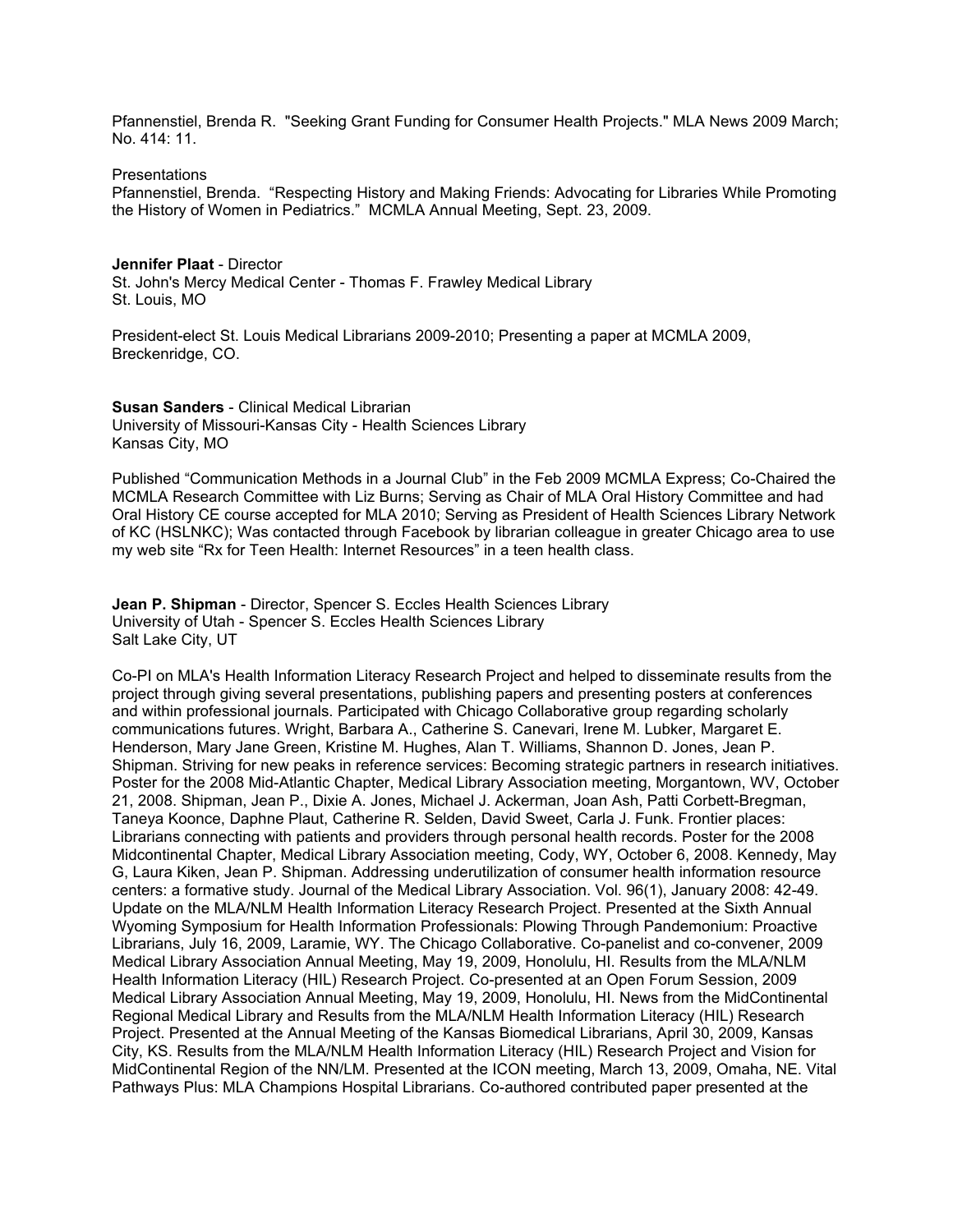Pfannenstiel, Brenda R. "Seeking Grant Funding for Consumer Health Projects." MLA News 2009 March; No. 414: 11.

Presentations
Pfannenstiel, Brenda. "Respecting History and Making Friends: Advocating for Libraries While Promoting the History of Women in Pediatrics." MCMLA Annual Meeting, Sept. 23, 2009.

**Jennifer Plaat** - Director
St. John's Mercy Medical Center - Thomas F. Frawley Medical Library
St. Louis, MO

President-elect St. Louis Medical Librarians 2009-2010; Presenting a paper at MCMLA 2009, Breckenridge, CO.

**Susan Sanders** - Clinical Medical Librarian
University of Missouri-Kansas City - Health Sciences Library
Kansas City, MO

Published "Communication Methods in a Journal Club" in the Feb 2009 MCMLA Express; Co-Chaired the MCMLA Research Committee with Liz Burns; Serving as Chair of MLA Oral History Committee and had Oral History CE course accepted for MLA 2010; Serving as President of Health Sciences Library Network of KC (HSLNKC); Was contacted through Facebook by librarian colleague in greater Chicago area to use my web site "Rx for Teen Health: Internet Resources" in a teen health class.

**Jean P. Shipman** - Director, Spencer S. Eccles Health Sciences Library
University of Utah - Spencer S. Eccles Health Sciences Library
Salt Lake City, UT

Co-PI on MLA's Health Information Literacy Research Project and helped to disseminate results from the project through giving several presentations, publishing papers and presenting posters at conferences and within professional journals. Participated with Chicago Collaborative group regarding scholarly communications futures. Wright, Barbara A., Catherine S. Canevari, Irene M. Lubker, Margaret E. Henderson, Mary Jane Green, Kristine M. Hughes, Alan T. Williams, Shannon D. Jones, Jean P. Shipman. Striving for new peaks in reference services: Becoming strategic partners in research initiatives. Poster for the 2008 Mid-Atlantic Chapter, Medical Library Association meeting, Morgantown, WV, October 21, 2008. Shipman, Jean P., Dixie A. Jones, Michael J. Ackerman, Joan Ash, Patti Corbett-Bregman, Taneya Koonce, Daphne Plaut, Catherine R. Selden, David Sweet, Carla J. Funk. Frontier places: Librarians connecting with patients and providers through personal health records. Poster for the 2008 Midcontinental Chapter, Medical Library Association meeting, Cody, WY, October 6, 2008. Kennedy, May G, Laura Kiken, Jean P. Shipman. Addressing underutilization of consumer health information resource centers: a formative study. Journal of the Medical Library Association. Vol. 96(1), January 2008: 42-49. Update on the MLA/NLM Health Information Literacy Research Project. Presented at the Sixth Annual Wyoming Symposium for Health Information Professionals: Plowing Through Pandemonium: Proactive Librarians, July 16, 2009, Laramie, WY. The Chicago Collaborative. Co-panelist and co-convener, 2009 Medical Library Association Annual Meeting, May 19, 2009, Honolulu, HI. Results from the MLA/NLM Health Information Literacy (HIL) Research Project. Co-presented at an Open Forum Session, 2009 Medical Library Association Annual Meeting, May 19, 2009, Honolulu, HI. News from the MidContinental Regional Medical Library and Results from the MLA/NLM Health Information Literacy (HIL) Research Project. Presented at the Annual Meeting of the Kansas Biomedical Librarians, April 30, 2009, Kansas City, KS. Results from the MLA/NLM Health Information Literacy (HIL) Research Project and Vision for MidContinental Region of the NN/LM. Presented at the ICON meeting, March 13, 2009, Omaha, NE. Vital Pathways Plus: MLA Champions Hospital Librarians. Co-authored contributed paper presented at the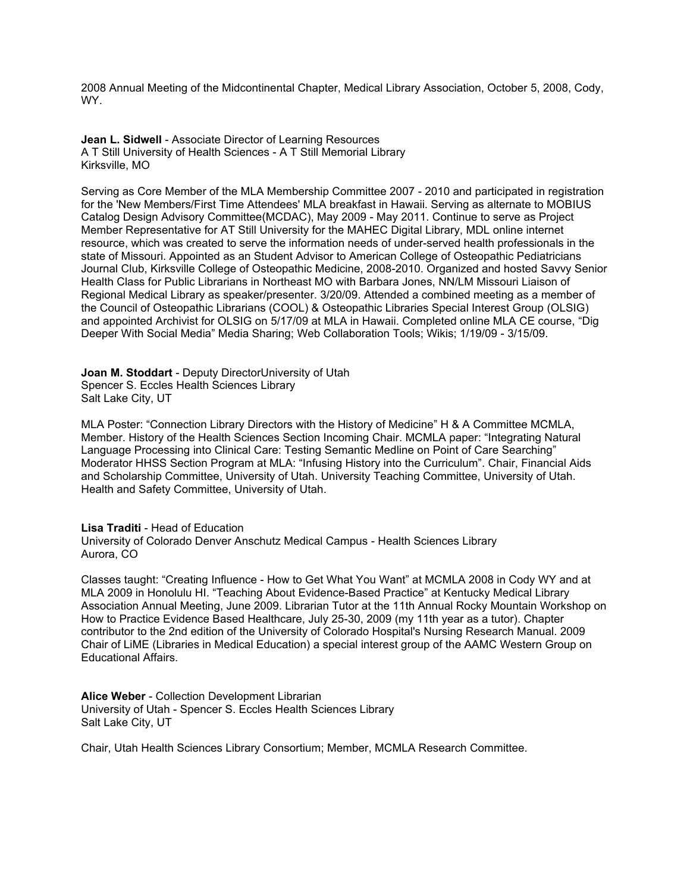2008 Annual Meeting of the Midcontinental Chapter, Medical Library Association, October 5, 2008, Cody, WY.

**Jean L. Sidwell** - Associate Director of Learning Resources
A T Still University of Health Sciences - A T Still Memorial Library
Kirksville, MO

Serving as Core Member of the MLA Membership Committee 2007 - 2010 and participated in registration for the 'New Members/First Time Attendees' MLA breakfast in Hawaii. Serving as alternate to MOBIUS Catalog Design Advisory Committee(MCDAC), May 2009 - May 2011. Continue to serve as Project Member Representative for AT Still University for the MAHEC Digital Library, MDL online internet resource, which was created to serve the information needs of under-served health professionals in the state of Missouri. Appointed as an Student Advisor to American College of Osteopathic Pediatricians Journal Club, Kirksville College of Osteopathic Medicine, 2008-2010. Organized and hosted Savvy Senior Health Class for Public Librarians in Northeast MO with Barbara Jones, NN/LM Missouri Liaison of Regional Medical Library as speaker/presenter. 3/20/09. Attended a combined meeting as a member of the Council of Osteopathic Librarians (COOL) & Osteopathic Libraries Special Interest Group (OLSIG) and appointed Archivist for OLSIG on 5/17/09 at MLA in Hawaii. Completed online MLA CE course, "Dig Deeper With Social Media" Media Sharing; Web Collaboration Tools; Wikis; 1/19/09 - 3/15/09.

**Joan M. Stoddart** - Deputy DirectorUniversity of Utah
Spencer S. Eccles Health Sciences Library
Salt Lake City, UT

MLA Poster: "Connection Library Directors with the History of Medicine" H & A Committee MCMLA, Member. History of the Health Sciences Section Incoming Chair. MCMLA paper: "Integrating Natural Language Processing into Clinical Care: Testing Semantic Medline on Point of Care Searching" Moderator HHSS Section Program at MLA: "Infusing History into the Curriculum". Chair, Financial Aids and Scholarship Committee, University of Utah. University Teaching Committee, University of Utah. Health and Safety Committee, University of Utah.

**Lisa Traditi** - Head of Education
University of Colorado Denver Anschutz Medical Campus - Health Sciences Library
Aurora, CO

Classes taught: "Creating Influence - How to Get What You Want" at MCMLA 2008 in Cody WY and at MLA 2009 in Honolulu HI. "Teaching About Evidence-Based Practice" at Kentucky Medical Library Association Annual Meeting, June 2009. Librarian Tutor at the 11th Annual Rocky Mountain Workshop on How to Practice Evidence Based Healthcare, July 25-30, 2009 (my 11th year as a tutor). Chapter contributor to the 2nd edition of the University of Colorado Hospital's Nursing Research Manual. 2009 Chair of LiME (Libraries in Medical Education) a special interest group of the AAMC Western Group on Educational Affairs.

**Alice Weber** - Collection Development Librarian
University of Utah - Spencer S. Eccles Health Sciences Library
Salt Lake City, UT

Chair, Utah Health Sciences Library Consortium; Member, MCMLA Research Committee.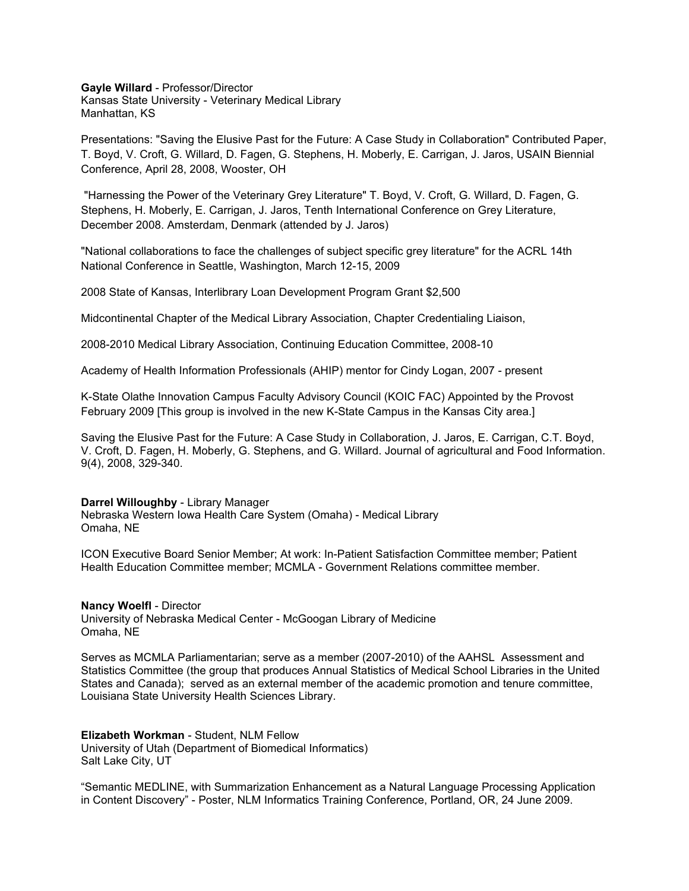**Gayle Willard** - Professor/Director
Kansas State University - Veterinary Medical Library
Manhattan, KS

Presentations: "Saving the Elusive Past for the Future: A Case Study in Collaboration" Contributed Paper, T. Boyd, V. Croft, G. Willard, D. Fagen, G. Stephens, H. Moberly, E. Carrigan, J. Jaros, USAIN Biennial Conference, April 28, 2008, Wooster, OH

"Harnessing the Power of the Veterinary Grey Literature" T. Boyd, V. Croft, G. Willard, D. Fagen, G. Stephens, H. Moberly, E. Carrigan, J. Jaros, Tenth International Conference on Grey Literature, December 2008. Amsterdam, Denmark (attended by J. Jaros)

"National collaborations to face the challenges of subject specific grey literature" for the ACRL 14th National Conference in Seattle, Washington, March 12-15, 2009

2008 State of Kansas, Interlibrary Loan Development Program Grant $2,500

Midcontinental Chapter of the Medical Library Association, Chapter Credentialing Liaison,

2008-2010 Medical Library Association, Continuing Education Committee, 2008-10

Academy of Health Information Professionals (AHIP) mentor for Cindy Logan, 2007 - present

K-State Olathe Innovation Campus Faculty Advisory Council (KOIC FAC) Appointed by the Provost February 2009 [This group is involved in the new K-State Campus in the Kansas City area.]

Saving the Elusive Past for the Future: A Case Study in Collaboration, J. Jaros, E. Carrigan, C.T. Boyd, V. Croft, D. Fagen, H. Moberly, G. Stephens, and G. Willard. Journal of agricultural and Food Information. 9(4), 2008, 329-340.

**Darrel Willoughby** - Library Manager
Nebraska Western Iowa Health Care System (Omaha) - Medical Library
Omaha, NE

ICON Executive Board Senior Member; At work: In-Patient Satisfaction Committee member; Patient Health Education Committee member; MCMLA - Government Relations committee member.

**Nancy Woelfl** - Director
University of Nebraska Medical Center - McGoogan Library of Medicine
Omaha, NE

Serves as MCMLA Parliamentarian; serve as a member (2007-2010) of the AAHSL Assessment and Statistics Committee (the group that produces Annual Statistics of Medical School Libraries in the United States and Canada); served as an external member of the academic promotion and tenure committee, Louisiana State University Health Sciences Library.

**Elizabeth Workman** - Student, NLM Fellow
University of Utah (Department of Biomedical Informatics)
Salt Lake City, UT

"Semantic MEDLINE, with Summarization Enhancement as a Natural Language Processing Application in Content Discovery" - Poster, NLM Informatics Training Conference, Portland, OR, 24 June 2009.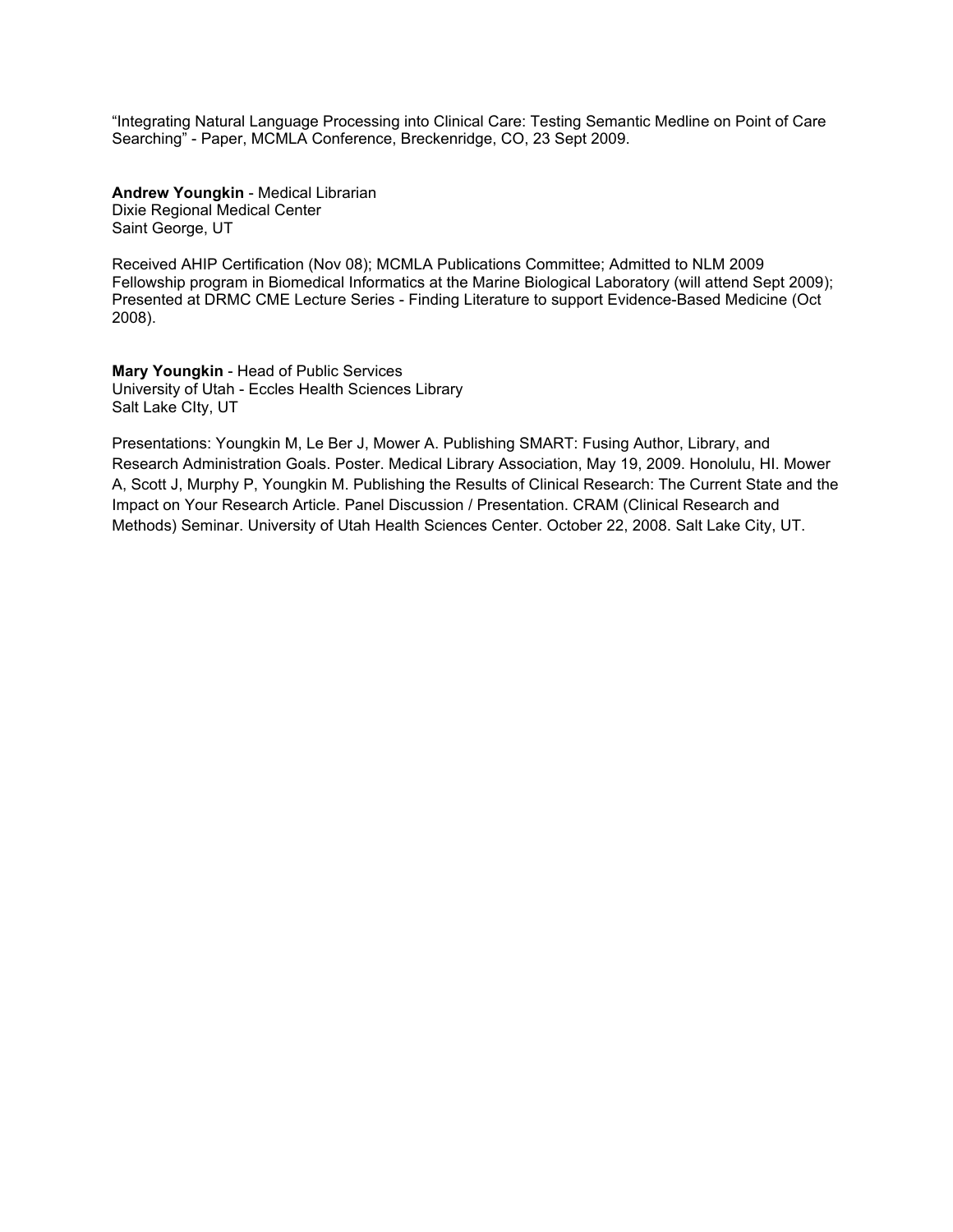"Integrating Natural Language Processing into Clinical Care: Testing Semantic Medline on Point of Care Searching" - Paper, MCMLA Conference, Breckenridge, CO, 23 Sept 2009.

**Andrew Youngkin** - Medical Librarian
Dixie Regional Medical Center
Saint George, UT

Received AHIP Certification (Nov 08); MCMLA Publications Committee; Admitted to NLM 2009 Fellowship program in Biomedical Informatics at the Marine Biological Laboratory (will attend Sept 2009); Presented at DRMC CME Lecture Series - Finding Literature to support Evidence-Based Medicine (Oct 2008).

**Mary Youngkin** - Head of Public Services
University of Utah - Eccles Health Sciences Library
Salt Lake CIty, UT

Presentations: Youngkin M, Le Ber J, Mower A. Publishing SMART: Fusing Author, Library, and Research Administration Goals. Poster. Medical Library Association, May 19, 2009. Honolulu, HI. Mower A, Scott J, Murphy P, Youngkin M. Publishing the Results of Clinical Research: The Current State and the Impact on Your Research Article. Panel Discussion / Presentation. CRAM (Clinical Research and Methods) Seminar. University of Utah Health Sciences Center. October 22, 2008. Salt Lake City, UT.